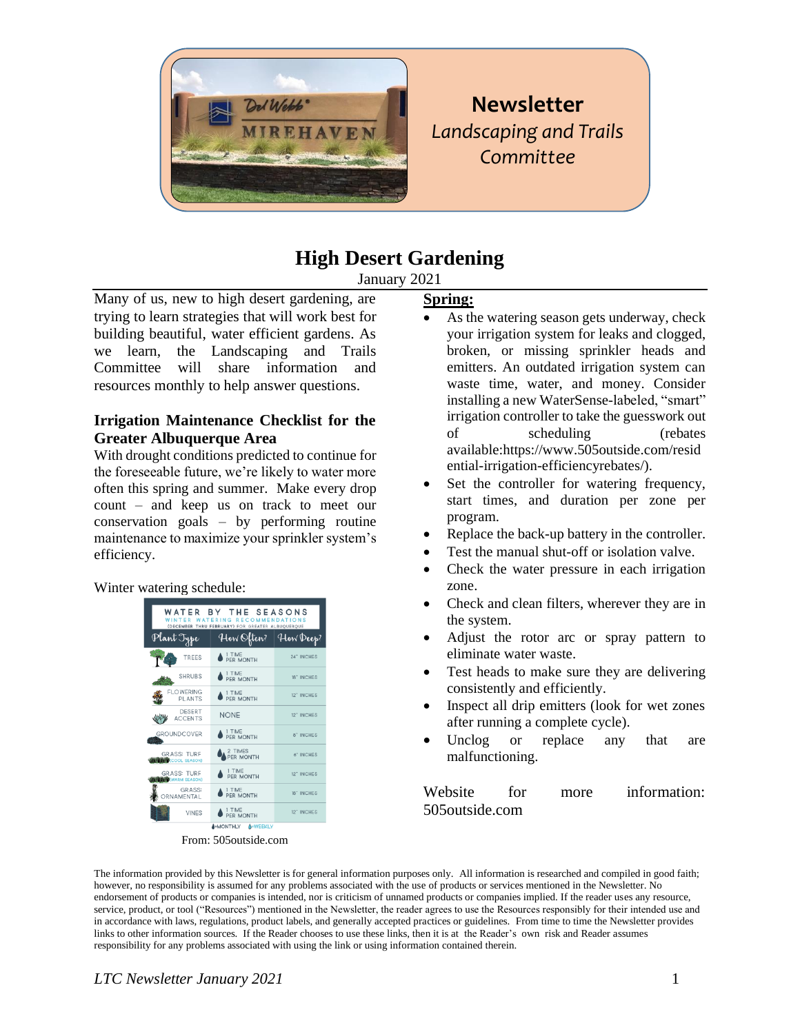# Newsletter

*Landscaping and Trails Committee*

## High Desert Gardening

January 2021

Many of us, new to high desert gardening, are trying to learn strategies that will work best for building beautiful, water efficient gardens. As we learn, the Landscaping and Trails Committee will share information and resources monthly to help answer questions.

### Irrigation Maintenance Checklist for the Greater Albuquerque Area

With drought conditions predicted to continue for the foreseeable future, we're likely to water more often this spring and summer. Make every drop count – and keep us on track to meet our conservation goals – by performing routine maintenance to maximize your sprinkler system's efficiency.

Winter watering schedule:

**WATER BY THE SEASONS**
WINTER WATERING RECOMMENDATIONS
(DECEMBER THRU FEBRUARY) FOR GREATER ALBUQUERQUE

| Plant Type | How Often? | How Deep? |
| --- | --- | --- |
| TREES | 1 TIME PER MONTH | 24" INCHES |
| SHRUBS | 1 TIME PER MONTH | 18" INCHES |
| FLOWERING PLANTS | 1 TIME PER MONTH | 12" INCHES |
| DESERT ACCENTS | NONE | 12" INCHES |
| GROUNDCOVER | 1 TIME PER MONTH | 8" INCHES |
| GRASS: TURF (COOL SEASON) | 2 TIMES PER MONTH | 6" INCHES |
| GRASS: TURF (WARM SEASON) | 1 TIME PER MONTH | 12" INCHES |
| GRASS: ORNAMENTAL | 1 TIME PER MONTH | 18" INCHES |
| VINES | 1 TIME PER MONTH | 12" INCHES |

=MONTHLY =WEEKLY

From: 505outside.com

**Spring:**

- As the watering season gets underway, check your irrigation system for leaks and clogged, broken, or missing sprinkler heads and emitters. An outdated irrigation system can waste time, water, and money. Consider installing a new WaterSense-labeled, "smart" irrigation controller to take the guesswork out of scheduling (rebates available:https://www.505outside.com/residential-irrigation-efficiencyrebates/).
- Set the controller for watering frequency, start times, and duration per zone per program.
- Replace the back-up battery in the controller.
- Test the manual shut-off or isolation valve.
- Check the water pressure in each irrigation zone.
- Check and clean filters, wherever they are in the system.
- Adjust the rotor arc or spray pattern to eliminate water waste.
- Test heads to make sure they are delivering consistently and efficiently.
- Inspect all drip emitters (look for wet zones after running a complete cycle).
- Unclog or replace any that are malfunctioning.

Website for more information: 505outside.com

The information provided by this Newsletter is for general information purposes only. All information is researched and compiled in good faith; however, no responsibility is assumed for any problems associated with the use of products or services mentioned in the Newsletter. No endorsement of products or companies is intended, nor is criticism of unnamed products or companies implied. If the reader uses any resource, service, product, or tool ("Resources") mentioned in the Newsletter, the reader agrees to use the Resources responsibly for their intended use and in accordance with laws, regulations, product labels, and generally accepted practices or guidelines. From time to time the Newsletter provides links to other information sources. If the Reader chooses to use these links, then it is at the Reader's own risk and Reader assumes responsibility for any problems associated with using the link or using information contained therein.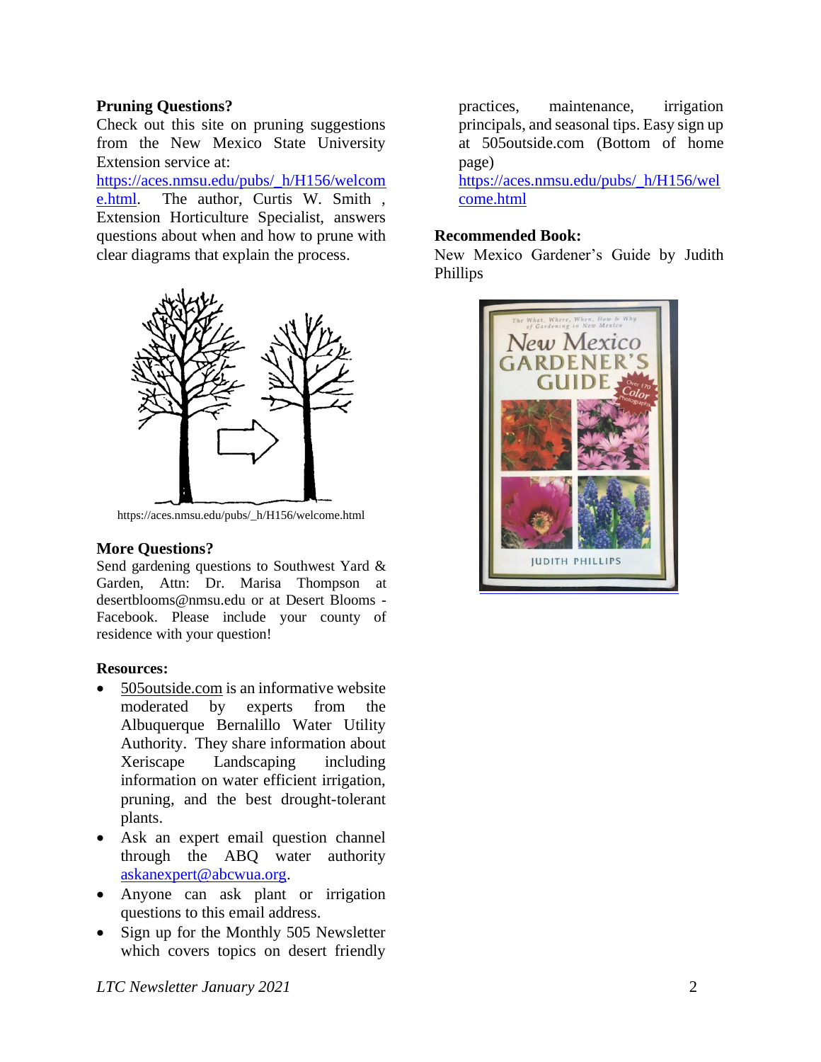**Pruning Questions?**

Check out this site on pruning suggestions from the New Mexico State University Extension service at: https://aces.nmsu.edu/pubs/_h/H156/welcome.html. The author, Curtis W. Smith , Extension Horticulture Specialist, answers questions about when and how to prune with clear diagrams that explain the process.

https://aces.nmsu.edu/pubs/_h/H156/welcome.html

**More Questions?**

Send gardening questions to Southwest Yard & Garden, Attn: Dr. Marisa Thompson at desertblooms@nmsu.edu or at Desert Blooms - Facebook. Please include your county of residence with your question!

**Resources:**

- 505outside.com is an informative website moderated by experts from the Albuquerque Bernalillo Water Utility Authority. They share information about Xeriscape Landscaping including information on water efficient irrigation, pruning, and the best drought-tolerant plants.
- Ask an expert email question channel through the ABQ water authority askanexpert@abcwua.org.
- Anyone can ask plant or irrigation questions to this email address.
- Sign up for the Monthly 505 Newsletter which covers topics on desert friendly practices, maintenance, irrigation principals, and seasonal tips. Easy sign up at 505outside.com (Bottom of home page) https://aces.nmsu.edu/pubs/_h/H156/welcome.html

**Recommended Book:**

New Mexico Gardener's Guide by Judith Phillips